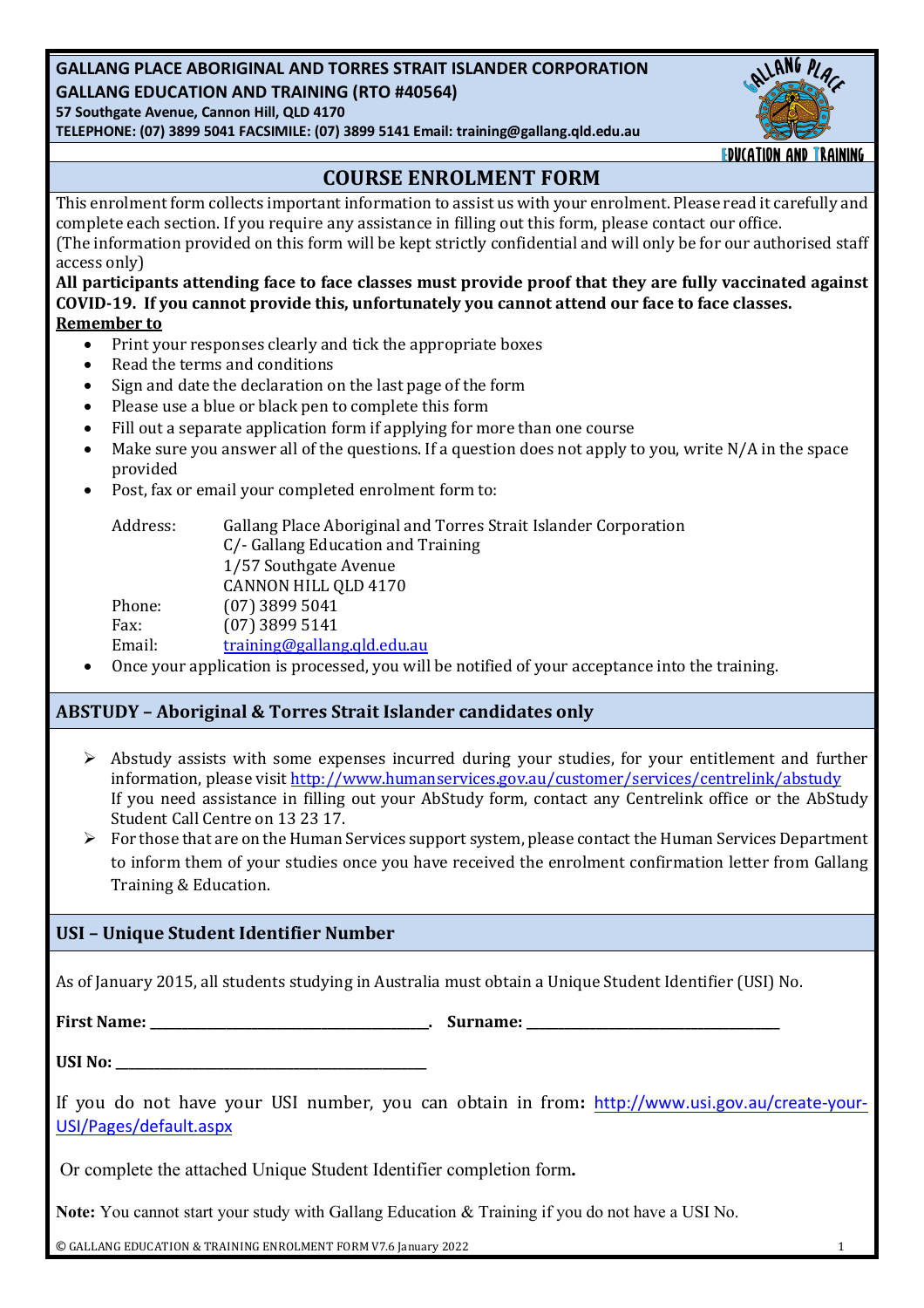**GALLANG PLACE ABORIGINAL AND TORRES STRAIT ISLANDER CORPORATION**
**GALLANG EDUCATION AND TRAINING (RTO #40564)**
**57 Southgate Avenue, Cannon Hill, QLD 4170**
**TELEPHONE: (07) 3899 5041 FACSIMILE: (07) 3899 5141 Email: training@gallang.qld.edu.au**

# COURSE ENROLMENT FORM

This enrolment form collects important information to assist us with your enrolment. Please read it carefully and complete each section. If you require any assistance in filling out this form, please contact our office.
(The information provided on this form will be kept strictly confidential and will only be for our authorised staff access only)

**All participants attending face to face classes must provide proof that they are fully vaccinated against COVID-19. If you cannot provide this, unfortunately you cannot attend our face to face classes.**

**<u>Remember to</u>**

- Print your responses clearly and tick the appropriate boxes
- Read the terms and conditions
- Sign and date the declaration on the last page of the form
- Please use a blue or black pen to complete this form
- Fill out a separate application form if applying for more than one course
- Make sure you answer all of the questions. If a question does not apply to you, write N/A in the space provided
- Post, fax or email your completed enrolment form to:

  Address: Gallang Place Aboriginal and Torres Strait Islander Corporation
  C/- Gallang Education and Training
  1/57 Southgate Avenue
  CANNON HILL QLD 4170
  Phone: (07) 3899 5041
  Fax: (07) 3899 5141
  Email: training@gallang.qld.edu.au

- Once your application is processed, you will be notified of your acceptance into the training.

## ABSTUDY – Aboriginal & Torres Strait Islander candidates only

- Abstudy assists with some expenses incurred during your studies, for your entitlement and further information, please visit http://www.humanservices.gov.au/customer/services/centrelink/abstudy
  If you need assistance in filling out your AbStudy form, contact any Centrelink office or the AbStudy Student Call Centre on 13 23 17.
- For those that are on the Human Services support system, please contact the Human Services Department to inform them of your studies once you have received the enrolment confirmation letter from Gallang Training & Education.

## USI – Unique Student Identifier Number

As of January 2015, all students studying in Australia must obtain a Unique Student Identifier (USI) No.

**First Name:** ______________________. **Surname:** ______________________

**USI No:** ______________________

If you do not have your USI number, you can obtain in from**:** http://www.usi.gov.au/create-your-USI/Pages/default.aspx

Or complete the attached Unique Student Identifier completion form**.**

**Note:** You cannot start your study with Gallang Education & Training if you do not have a USI No.

© GALLANG EDUCATION & TRAINING ENROLMENT FORM V7.6 January 2022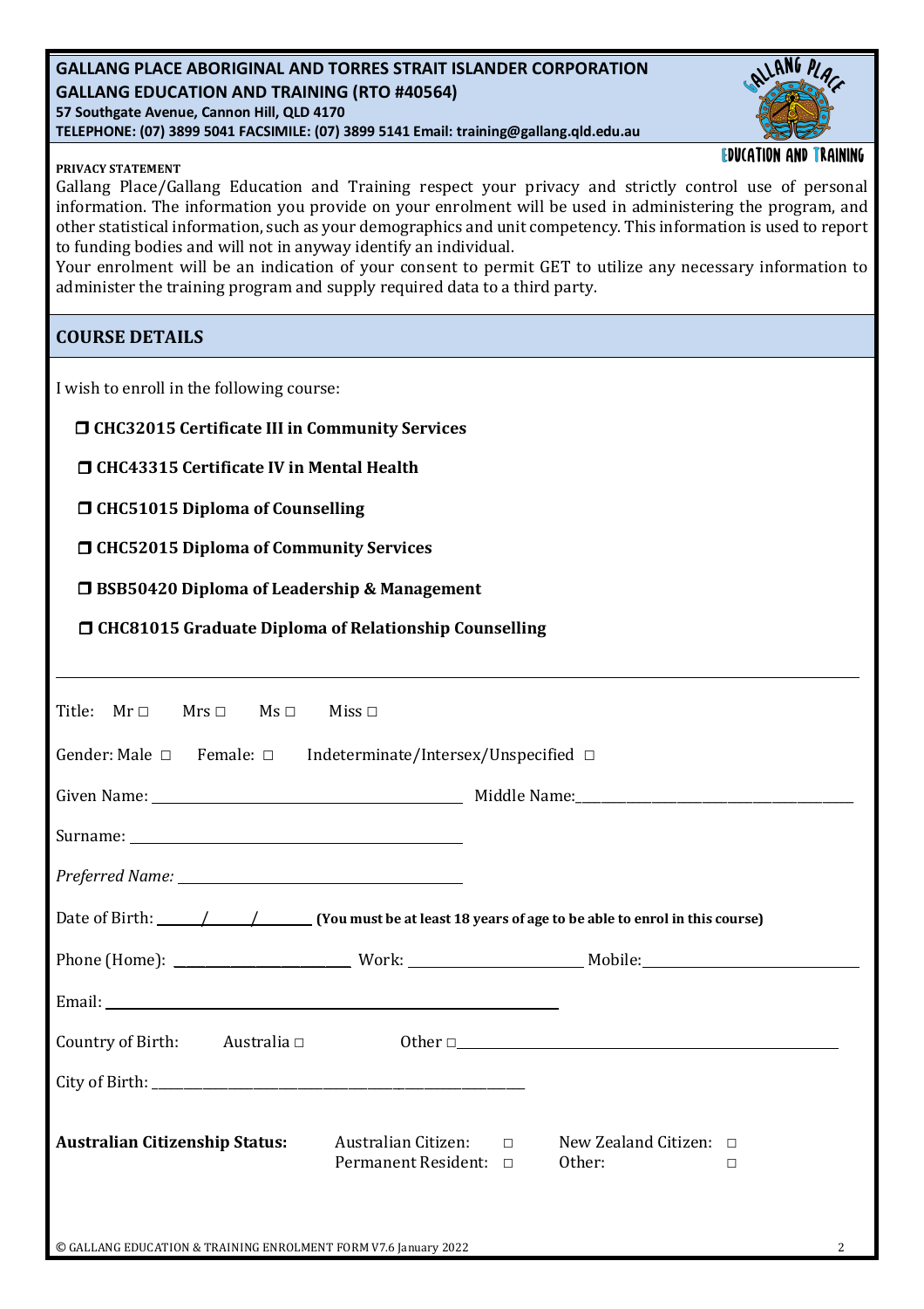**GALLANG PLACE ABORIGINAL AND TORRES STRAIT ISLANDER CORPORATION**
**GALLANG EDUCATION AND TRAINING (RTO #40564)**
**57 Southgate Avenue, Cannon Hill, QLD 4170**
**TELEPHONE: (07) 3899 5041 FACSIMILE: (07) 3899 5141 Email: training@gallang.qld.edu.au**

**PRIVACY STATEMENT**

Gallang Place/Gallang Education and Training respect your privacy and strictly control use of personal information. The information you provide on your enrolment will be used in administering the program, and other statistical information, such as your demographics and unit competency. This information is used to report to funding bodies and will not in anyway identify an individual.
Your enrolment will be an indication of your consent to permit GET to utilize any necessary information to administer the training program and supply required data to a third party.

## COURSE DETAILS

I wish to enroll in the following course:

- ❒ **CHC32015 Certificate III in Community Services**
- ❒ **CHC43315 Certificate IV in Mental Health**
- ❒ **CHC51015 Diploma of Counselling**
- ❒ **CHC52015 Diploma of Community Services**
- ❒ **BSB50420 Diploma of Leadership & Management**
- ❒ **CHC81015 Graduate Diploma of Relationship Counselling**

---

Title: Mr □ Mrs □ Ms □ Miss □

Gender: Male □ Female: □ Indeterminate/Intersex/Unspecified □

Given Name: ______________________ Middle Name: ______________________

Surname: ______________________

*Preferred Name:* ______________________

Date of Birth: ____/____/______ **(You must be at least 18 years of age to be able to enrol in this course)**

Phone (Home): ______________ Work: ______________ Mobile: ______________

Email: ______________________

Country of Birth: Australia □ Other □______________________

City of Birth: ______________________

**Australian Citizenship Status:** Australian Citizen: □ New Zealand Citizen: □ Permanent Resident: □ Other: □

© GALLANG EDUCATION & TRAINING ENROLMENT FORM V7.6 January 2022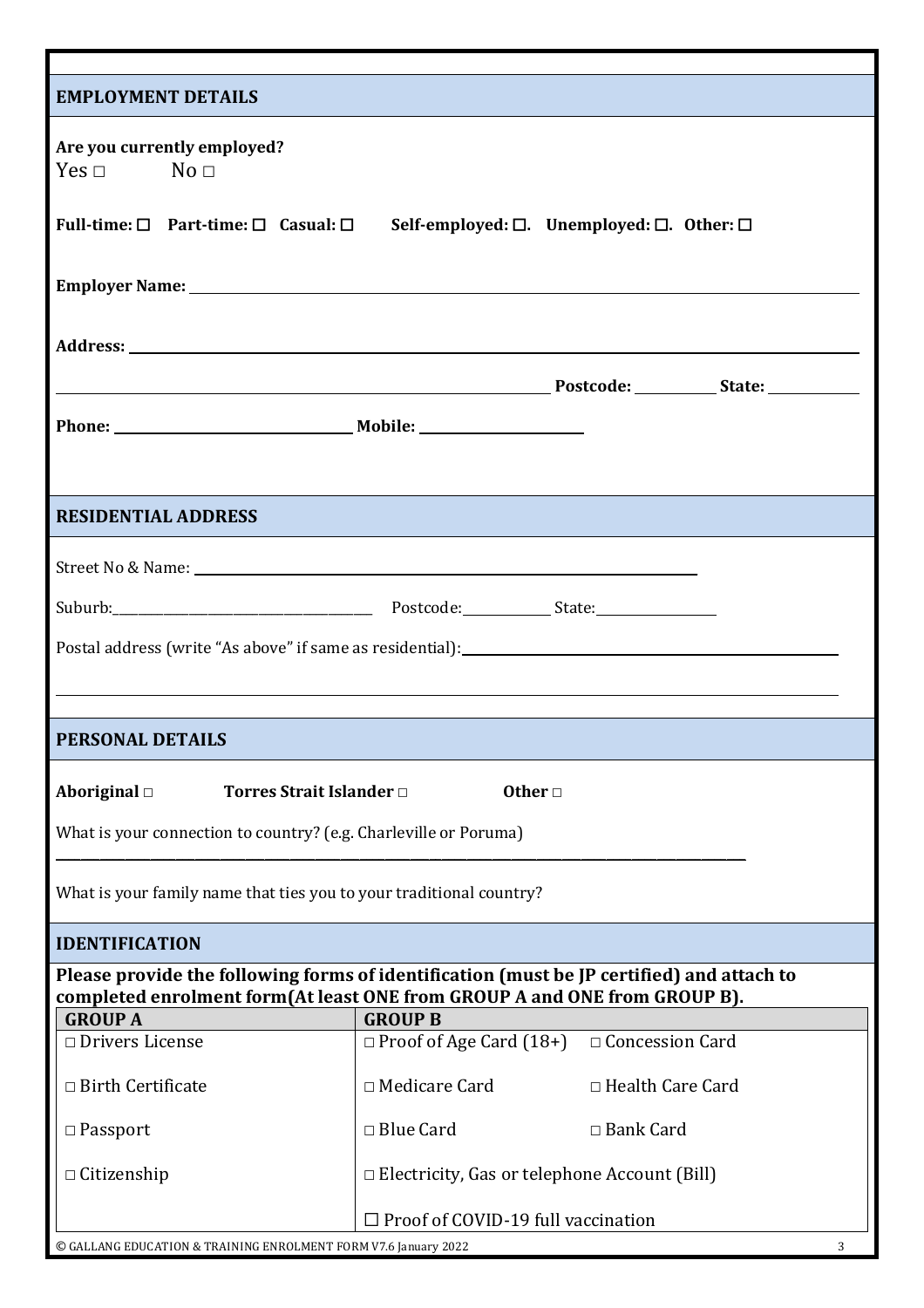## EMPLOYMENT DETAILS

**Are you currently employed?**
Yes □ No □

**Full-time: ☐ Part-time: ☐ Casual: ☐ Self-employed: ☐. Unemployed: ☐. Other: ☐**

**Employer Name:** ______________________________________________

**Address:** ______________________________________________

______________________________________________ **Postcode:** __________ **State:** __________

**Phone:** ______________________ **Mobile:** ____________________

## RESIDENTIAL ADDRESS

Street No & Name: ______________________________________________

Suburb:______________________ Postcode:__________ State:______________

Postal address (write "As above" if same as residential):______________________________

______________________________________________

## PERSONAL DETAILS

**Aboriginal □ Torres Strait Islander □ Other □**

What is your connection to country? (e.g. Charleville or Poruma)

______________________________________________

What is your family name that ties you to your traditional country?

## IDENTIFICATION

**Please provide the following forms of identification (must be JP certified) and attach to completed enrolment form(At least ONE from GROUP A and ONE from GROUP B).**

| GROUP A | GROUP B | |
|---|---|---|
| □ Drivers License | □ Proof of Age Card (18+) | □ Concession Card |
| □ Birth Certificate | □ Medicare Card | □ Health Care Card |
| □ Passport | □ Blue Card | □ Bank Card |
| □ Citizenship | □ Electricity, Gas or telephone Account (Bill) | |
| | ☐ Proof of COVID-19 full vaccination | |

© GALLANG EDUCATION & TRAINING ENROLMENT FORM V7.6 January 2022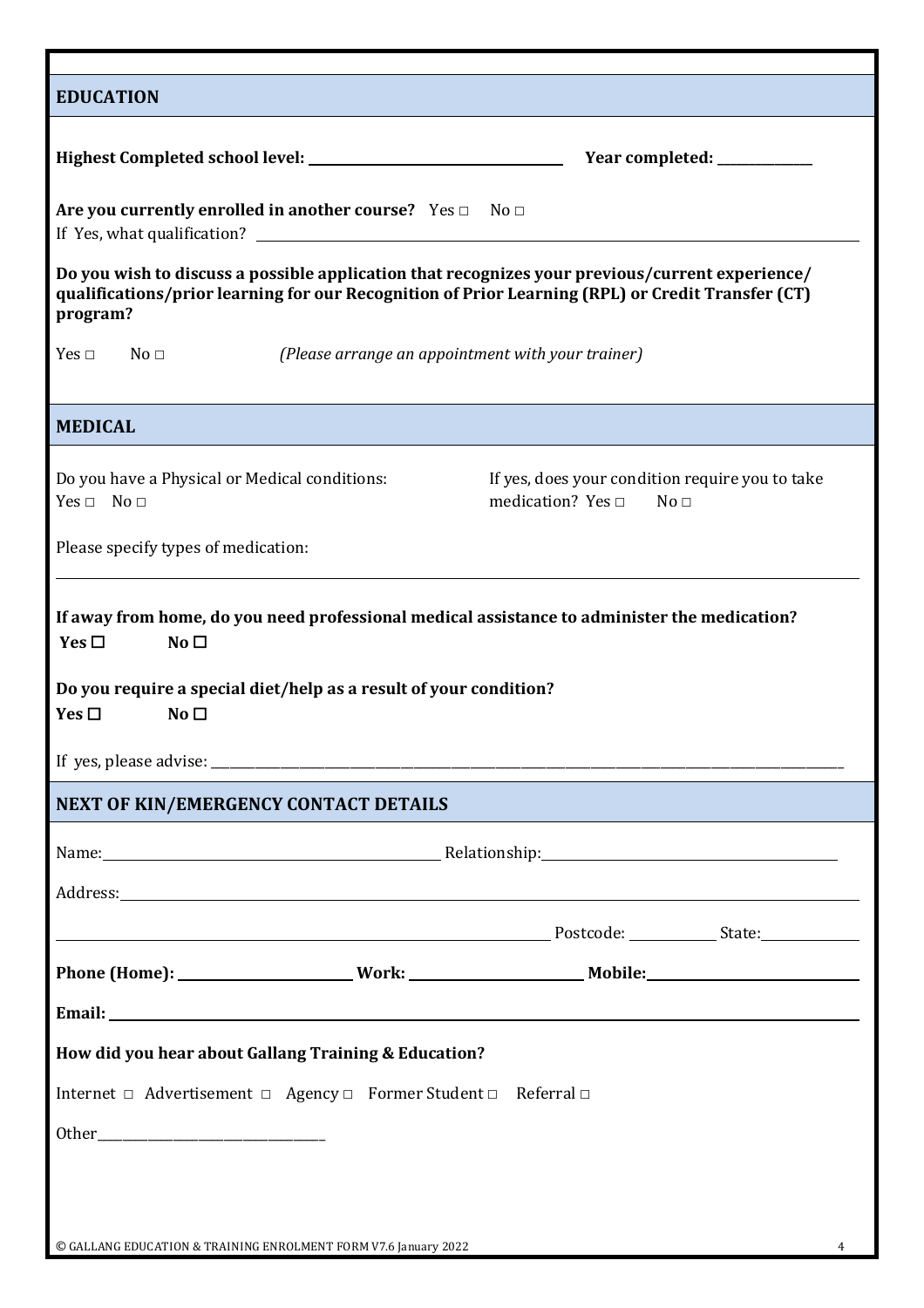## EDUCATION

**Highest Completed school level:** ______________________ **Year completed:** __________

**Are you currently enrolled in another course?** Yes □ No □

If Yes, what qualification? ______________________

**Do you wish to discuss a possible application that recognizes your previous/current experience/ qualifications/prior learning for our Recognition of Prior Learning (RPL) or Credit Transfer (CT) program?**

Yes □ No □ *(Please arrange an appointment with your trainer)*

## MEDICAL

Do you have a Physical or Medical conditions:
Yes □ No □

If yes, does your condition require you to take medication? Yes □ No □

Please specify types of medication:

______________________

**If away from home, do you need professional medical assistance to administer the medication?**
**Yes ☐ No ☐**

**Do you require a special diet/help as a result of your condition?**
**Yes ☐ No ☐**

If yes, please advise: ______________________

## NEXT OF KIN/EMERGENCY CONTACT DETAILS

Name: ______________________ Relationship: ______________________

Address: ______________________

______________________ Postcode: __________ State: __________

**Phone (Home):** __________ **Work:** __________ **Mobile:** __________

**Email:** ______________________

**How did you hear about Gallang Training & Education?**

Internet □ Advertisement □ Agency □ Former Student □ Referral □

Other______________________

© GALLANG EDUCATION & TRAINING ENROLMENT FORM V7.6 January 2022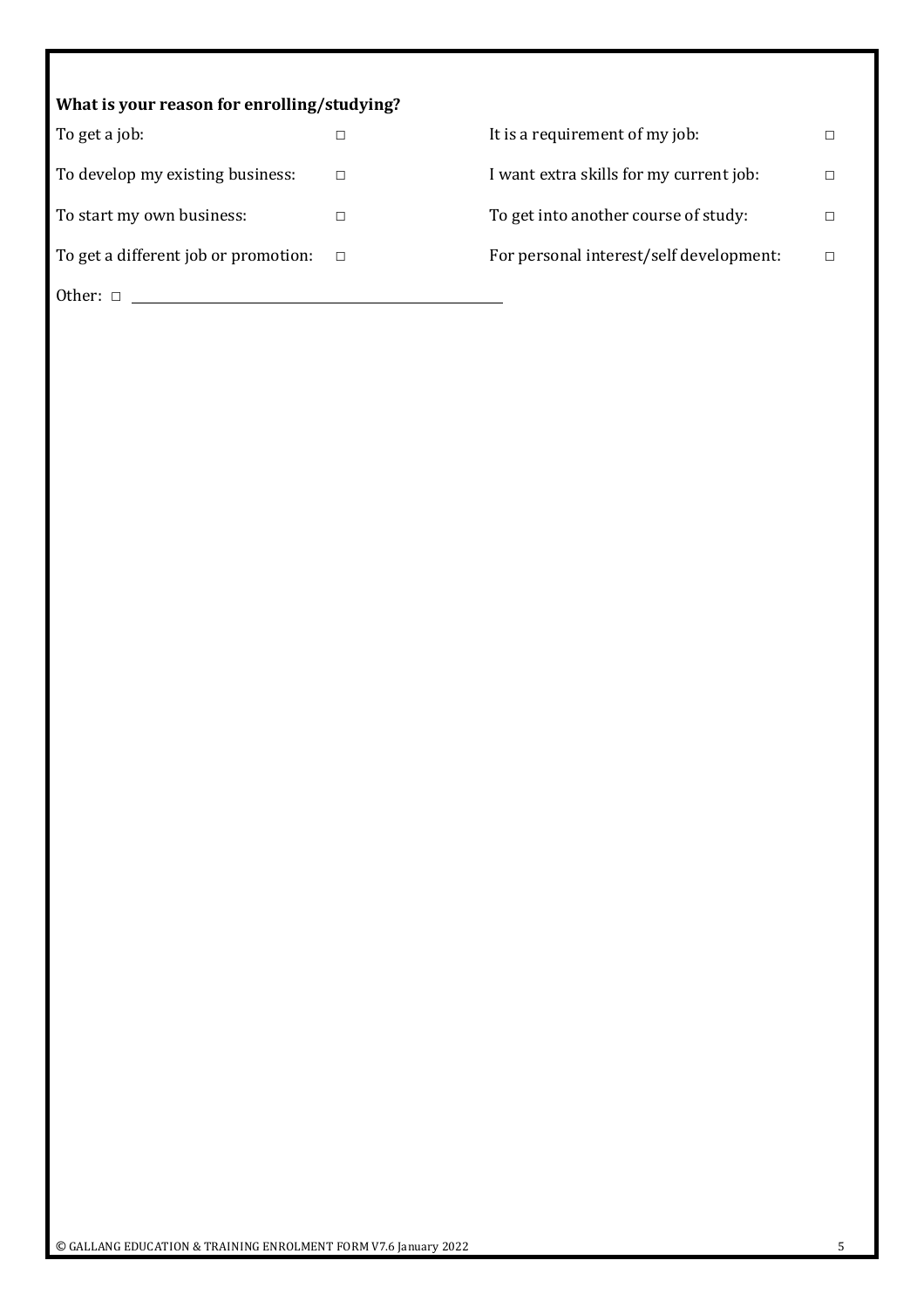**What is your reason for enrolling/studying?**

| | | | |
|---|---|---|---|
| To get a job: | ☐ | It is a requirement of my job: | ☐ |
| To develop my existing business: | ☐ | I want extra skills for my current job: | ☐ |
| To start my own business: | ☐ | To get into another course of study: | ☐ |
| To get a different job or promotion: | ☐ | For personal interest/self development: | ☐ |

Other: ☐ ______________________________________________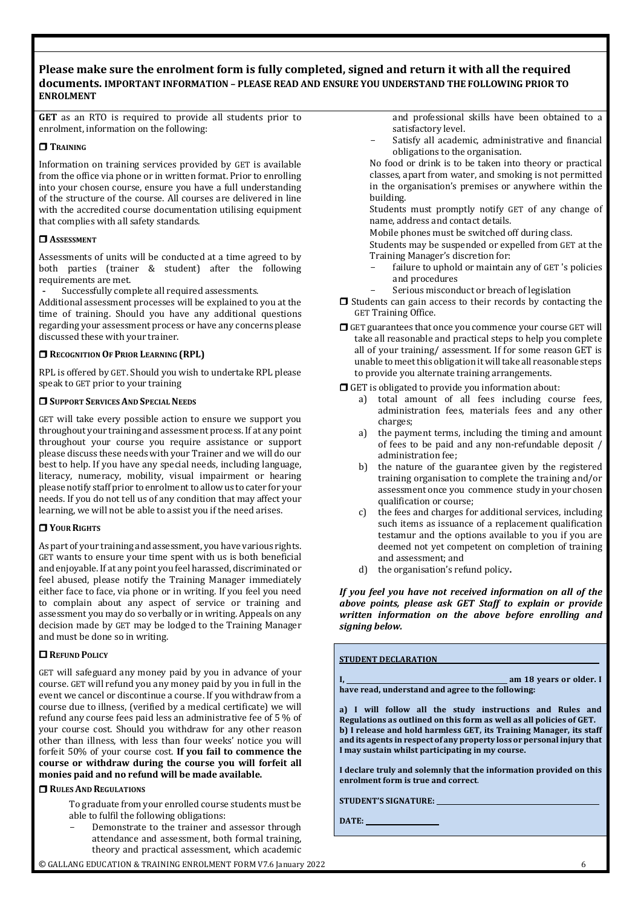**Please make sure the enrolment form is fully completed, signed and return it with all the required documents. IMPORTANT INFORMATION – PLEASE READ AND ENSURE YOU UNDERSTAND THE FOLLOWING PRIOR TO ENROLMENT**

**GET** as an RTO is required to provide all students prior to enrolment, information on the following:

### ❒ TRAINING

Information on training services provided by GET is available from the office via phone or in written format. Prior to enrolling into your chosen course, ensure you have a full understanding of the structure of the course. All courses are delivered in line with the accredited course documentation utilising equipment that complies with all safety standards.

### ❒ ASSESSMENT

Assessments of units will be conducted at a time agreed to by both parties (trainer & student) after the following requirements are met.

- Successfully complete all required assessments.

Additional assessment processes will be explained to you at the time of training. Should you have any additional questions regarding your assessment process or have any concerns please discussed these with your trainer.

### ❒ RECOGNITION OF PRIOR LEARNING (RPL)

RPL is offered by GET. Should you wish to undertake RPL please speak to GET prior to your training

### ❒ SUPPORT SERVICES AND SPECIAL NEEDS

GET will take every possible action to ensure we support you throughout your training and assessment process. If at any point throughout your course you require assistance or support please discuss these needs with your Trainer and we will do our best to help. If you have any special needs, including language, literacy, numeracy, mobility, visual impairment or hearing please notify staff prior to enrolment to allow us to cater for your needs. If you do not tell us of any condition that may affect your learning, we will not be able to assist you if the need arises.

### ❒ YOUR RIGHTS

As part of your training and assessment, you have various rights. GET wants to ensure your time spent with us is both beneficial and enjoyable. If at any point you feel harassed, discriminated or feel abused, please notify the Training Manager immediately either face to face, via phone or in writing. If you feel you need to complain about any aspect of service or training and assessment you may do so verbally or in writing. Appeals on any decision made by GET may be lodged to the Training Manager and must be done so in writing.

### ❒ REFUND POLICY

GET will safeguard any money paid by you in advance of your course. GET will refund you any money paid by you in full in the event we cancel or discontinue a course. If you withdraw from a course due to illness, (verified by a medical certificate) we will refund any course fees paid less an administrative fee of 5 % of your course cost. Should you withdraw for any other reason other than illness, with less than four weeks' notice you will forfeit 50% of your course cost. **If you fail to commence the course or withdraw during the course you will forfeit all monies paid and no refund will be made available.**

### ❒ RULES AND REGULATIONS

To graduate from your enrolled course students must be able to fulfil the following obligations:

- Demonstrate to the trainer and assessor through attendance and assessment, both formal training, theory and practical assessment, which academic and professional skills have been obtained to a satisfactory level.
- Satisfy all academic, administrative and financial obligations to the organisation.

No food or drink is to be taken into theory or practical classes, apart from water, and smoking is not permitted in the organisation's premises or anywhere within the building.

Students must promptly notify GET of any change of name, address and contact details.

Mobile phones must be switched off during class.

Students may be suspended or expelled from GET at the Training Manager's discretion for:

- failure to uphold or maintain any of GET 's policies and procedures
- Serious misconduct or breach of legislation

❒ Students can gain access to their records by contacting the GET Training Office.

❒ GET guarantees that once you commence your course GET will take all reasonable and practical steps to help you complete all of your training/ assessment. If for some reason GET is unable to meet this obligation it will take all reasonable steps to provide you alternate training arrangements.

❒ GET is obligated to provide you information about:

a) total amount of all fees including course fees, administration fees, materials fees and any other charges;

a) the payment terms, including the timing and amount of fees to be paid and any non-refundable deposit / administration fee;

b) the nature of the guarantee given by the registered training organisation to complete the training and/or assessment once you commence study in your chosen qualification or course;

c) the fees and charges for additional services, including such items as issuance of a replacement qualification testamur and the options available to you if you are deemed not yet competent on completion of training and assessment; and

d) the organisation's refund policy**.**

***If you feel you have not received information on all of the above points, please ask GET Staff to explain or provide written information on the above before enrolling and signing below.***

**STUDENT DECLARATION**

**I, ______________________________ am 18 years or older. I have read, understand and agree to the following:**

**a) I will follow all the study instructions and Rules and Regulations as outlined on this form as well as all policies of GET.**
**b) I release and hold harmless GET, its Training Manager, its staff and its agents in respect of any property loss or personal injury that I may sustain whilst participating in my course.**

**I declare truly and solemnly that the information provided on this enrolment form is true and correct**.

**STUDENT'S SIGNATURE:** ______________________________

**DATE:** ______________

© GALLANG EDUCATION & TRAINING ENROLMENT FORM V7.6 January 2022